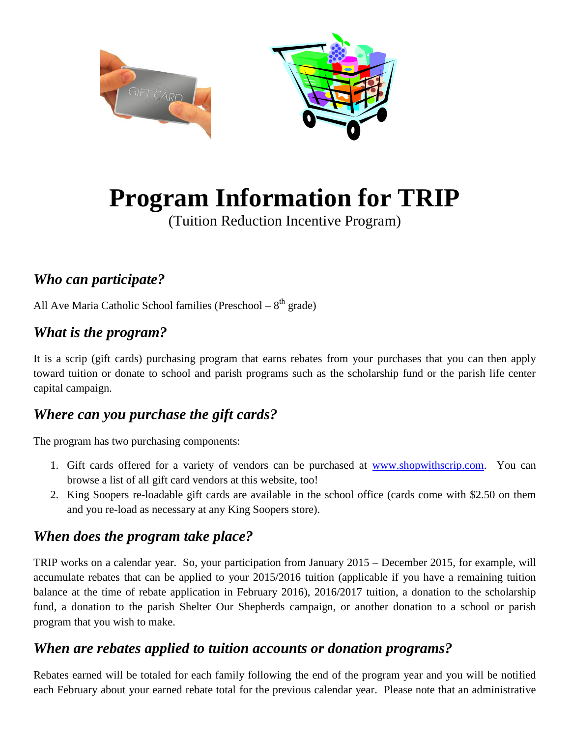# Program Information for TRIP

(Tuition Reduction Incentive Program)

## *Who can participate?*

All Ave Maria Catholic School families (Preschool – 8th grade)

## *What is the program?*

It is a scrip (gift cards) purchasing program that earns rebates from your purchases that you can then apply toward tuition or donate to school and parish programs such as the scholarship fund or the parish life center capital campaign.

## *Where can you purchase the gift cards?*

The program has two purchasing components:

1. Gift cards offered for a variety of vendors can be purchased at [www.shopwithscrip.com](http://www.shopwithscrip.com). You can browse a list of all gift card vendors at this website, too!
2. King Soopers re-loadable gift cards are available in the school office (cards come with $2.50 on them and you re-load as necessary at any King Soopers store).

## *When does the program take place?*

TRIP works on a calendar year. So, your participation from January 2015 – December 2015, for example, will accumulate rebates that can be applied to your 2015/2016 tuition (applicable if you have a remaining tuition balance at the time of rebate application in February 2016), 2016/2017 tuition, a donation to the scholarship fund, a donation to the parish Shelter Our Shepherds campaign, or another donation to a school or parish program that you wish to make.

## *When are rebates applied to tuition accounts or donation programs?*

Rebates earned will be totaled for each family following the end of the program year and you will be notified each February about your earned rebate total for the previous calendar year. Please note that an administrative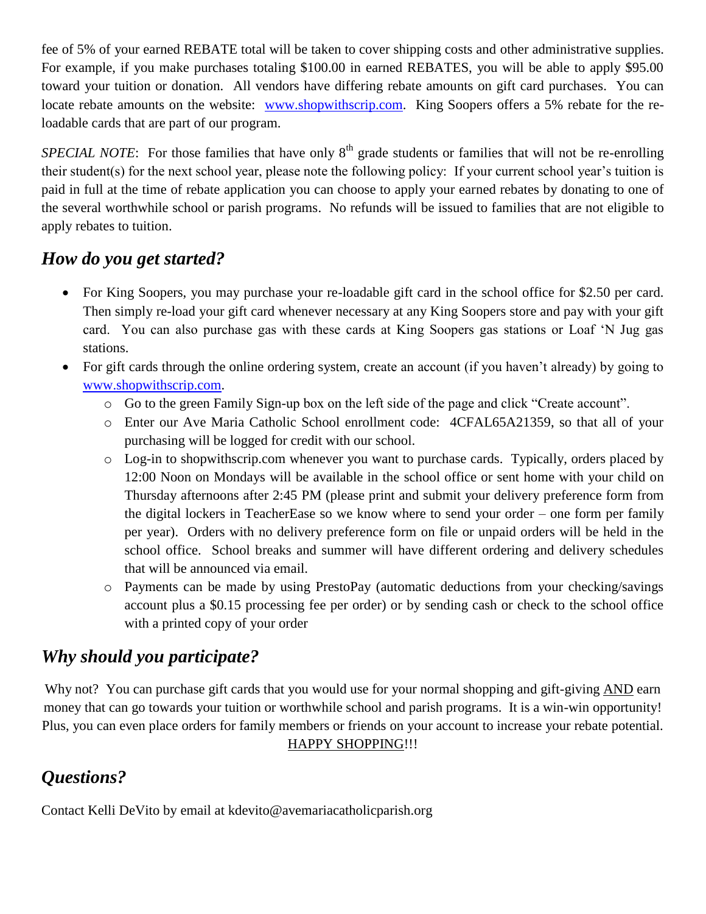fee of 5% of your earned REBATE total will be taken to cover shipping costs and other administrative supplies. For example, if you make purchases totaling $100.00 in earned REBATES, you will be able to apply $95.00 toward your tuition or donation. All vendors have differing rebate amounts on gift card purchases. You can locate rebate amounts on the website: www.shopwithscrip.com. King Soopers offers a 5% rebate for the re-loadable cards that are part of our program.

*SPECIAL NOTE*: For those families that have only 8th grade students or families that will not be re-enrolling their student(s) for the next school year, please note the following policy: If your current school year's tuition is paid in full at the time of rebate application you can choose to apply your earned rebates by donating to one of the several worthwhile school or parish programs. No refunds will be issued to families that are not eligible to apply rebates to tuition.

## *How do you get started?*

- For King Soopers, you may purchase your re-loadable gift card in the school office for $2.50 per card. Then simply re-load your gift card whenever necessary at any King Soopers store and pay with your gift card. You can also purchase gas with these cards at King Soopers gas stations or Loaf 'N Jug gas stations.
- For gift cards through the online ordering system, create an account (if you haven't already) by going to www.shopwithscrip.com.
  - Go to the green Family Sign-up box on the left side of the page and click "Create account".
  - Enter our Ave Maria Catholic School enrollment code: 4CFAL65A21359, so that all of your purchasing will be logged for credit with our school.
  - Log-in to shopwithscrip.com whenever you want to purchase cards. Typically, orders placed by 12:00 Noon on Mondays will be available in the school office or sent home with your child on Thursday afternoons after 2:45 PM (please print and submit your delivery preference form from the digital lockers in TeacherEase so we know where to send your order – one form per family per year). Orders with no delivery preference form on file or unpaid orders will be held in the school office. School breaks and summer will have different ordering and delivery schedules that will be announced via email.
  - Payments can be made by using PrestoPay (automatic deductions from your checking/savings account plus a $0.15 processing fee per order) or by sending cash or check to the school office with a printed copy of your order

## *Why should you participate?*

Why not? You can purchase gift cards that you would use for your normal shopping and gift-giving AND earn money that can go towards your tuition or worthwhile school and parish programs. It is a win-win opportunity! Plus, you can even place orders for family members or friends on your account to increase your rebate potential.

HAPPY SHOPPING!!!

## *Questions?*

Contact Kelli DeVito by email at kdevito@avemariacatholicparish.org